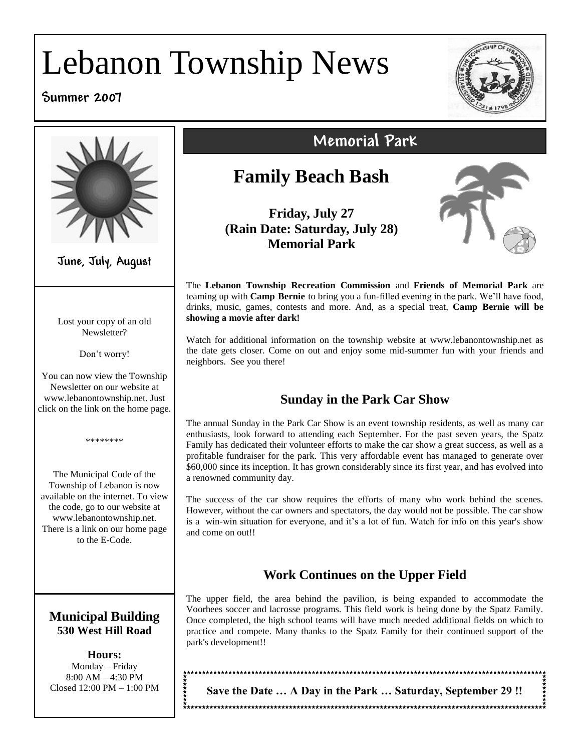# Lebanon Township News

**Summer 2007**

June, July, August

Lost your copy of an old Newsletter?

Don't worry!

You can now view the Township Newsletter on our website at www.lebanontownship.net. Just click on the link on the home page.

********

The Municipal Code of the Township of Lebanon is now available on the internet. To view the code, go to our website at www.lebanontownship.net. There is a link on our home page to the E-Code.

**Municipal Building**
**530 West Hill Road**

**Hours:**
Monday – Friday
8:00 AM – 4:30 PM
Closed 12:00 PM – 1:00 PM

## Memorial Park

## Family Beach Bash

**Friday, July 27**
**(Rain Date: Saturday, July 28)**
**Memorial Park**

The **Lebanon Township Recreation Commission** and **Friends of Memorial Park** are teaming up with **Camp Bernie** to bring you a fun-filled evening in the park. We'll have food, drinks, music, games, contests and more. And, as a special treat, **Camp Bernie will be showing a movie after dark!**

Watch for additional information on the township website at www.lebanontownship.net as the date gets closer. Come on out and enjoy some mid-summer fun with your friends and neighbors. See you there!

### Sunday in the Park Car Show

The annual Sunday in the Park Car Show is an event township residents, as well as many car enthusiasts, look forward to attending each September. For the past seven years, the Spatz Family has dedicated their volunteer efforts to make the car show a great success, as well as a profitable fundraiser for the park. This very affordable event has managed to generate over $60,000 since its inception. It has grown considerably since its first year, and has evolved into a renowned community day.

The success of the car show requires the efforts of many who work behind the scenes. However, without the car owners and spectators, the day would not be possible. The car show is a win-win situation for everyone, and it's a lot of fun. Watch for info on this year's show and come on out!!

### Work Continues on the Upper Field

The upper field, the area behind the pavilion, is being expanded to accommodate the Voorhees soccer and lacrosse programs. This field work is being done by the Spatz Family. Once completed, the high school teams will have much needed additional fields on which to practice and compete. Many thanks to the Spatz Family for their continued support of the park's development!!

**Save the Date … A Day in the Park … Saturday, September 29 !!**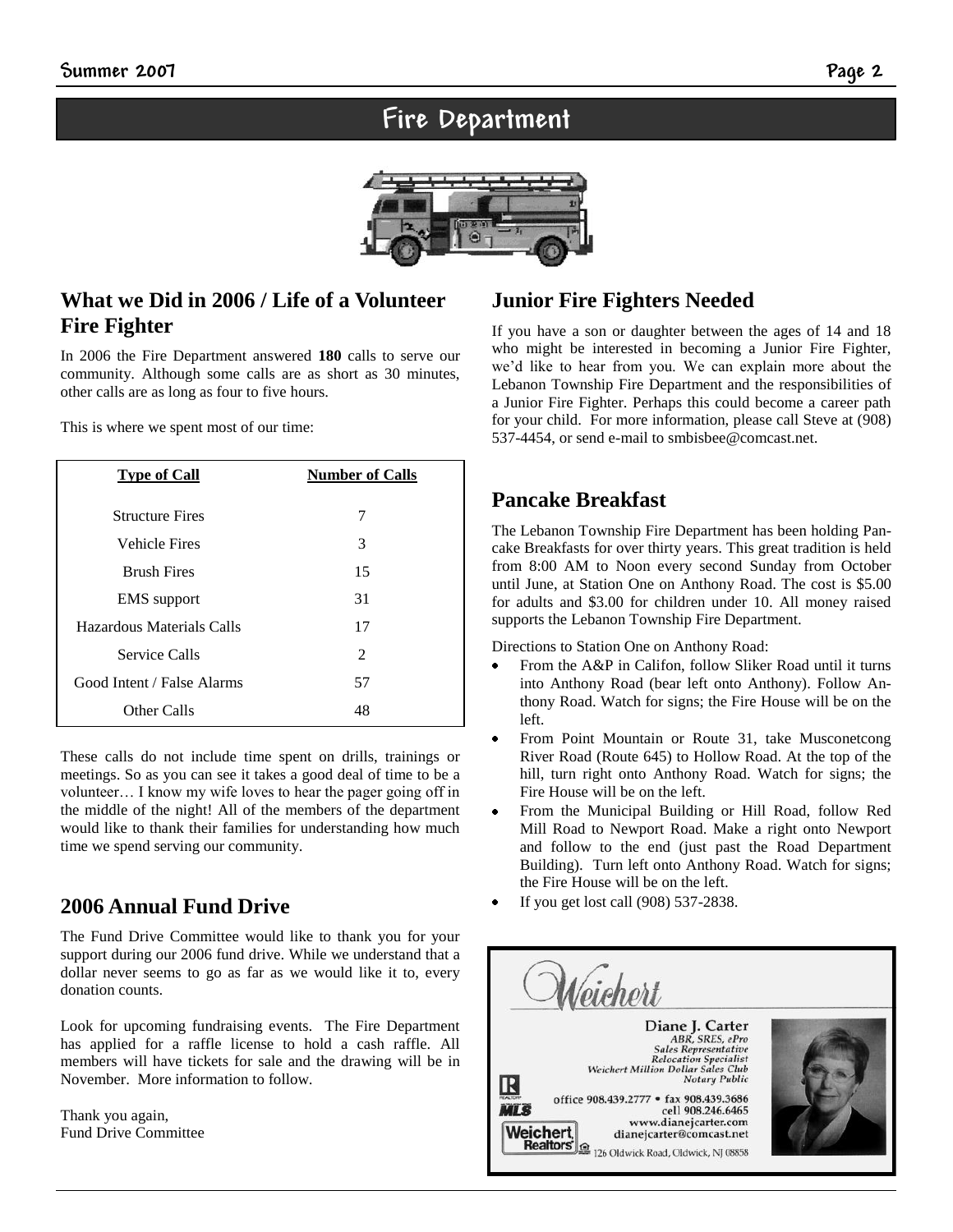# Fire Department

## What we Did in 2006 / Life of a Volunteer Fire Fighter

In 2006 the Fire Department answered **180** calls to serve our community. Although some calls are as short as 30 minutes, other calls are as long as four to five hours.

This is where we spent most of our time:

| Type of Call | Number of Calls |
|---|---|
| Structure Fires | 7 |
| Vehicle Fires | 3 |
| Brush Fires | 15 |
| EMS support | 31 |
| Hazardous Materials Calls | 17 |
| Service Calls | 2 |
| Good Intent / False Alarms | 57 |
| Other Calls | 48 |

These calls do not include time spent on drills, trainings or meetings. So as you can see it takes a good deal of time to be a volunteer… I know my wife loves to hear the pager going off in the middle of the night! All of the members of the department would like to thank their families for understanding how much time we spend serving our community.

## 2006 Annual Fund Drive

The Fund Drive Committee would like to thank you for your support during our 2006 fund drive. While we understand that a dollar never seems to go as far as we would like it to, every donation counts.

Look for upcoming fundraising events. The Fire Department has applied for a raffle license to hold a cash raffle. All members will have tickets for sale and the drawing will be in November. More information to follow.

Thank you again,
Fund Drive Committee

## Junior Fire Fighters Needed

If you have a son or daughter between the ages of 14 and 18 who might be interested in becoming a Junior Fire Fighter, we'd like to hear from you. We can explain more about the Lebanon Township Fire Department and the responsibilities of a Junior Fire Fighter. Perhaps this could become a career path for your child. For more information, please call Steve at (908) 537-4454, or send e-mail to smbisbee@comcast.net.

## Pancake Breakfast

The Lebanon Township Fire Department has been holding Pancake Breakfasts for over thirty years. This great tradition is held from 8:00 AM to Noon every second Sunday from October until June, at Station One on Anthony Road. The cost is $5.00 for adults and $3.00 for children under 10. All money raised supports the Lebanon Township Fire Department.

Directions to Station One on Anthony Road:

- From the A&P in Califon, follow Sliker Road until it turns into Anthony Road (bear left onto Anthony). Follow Anthony Road. Watch for signs; the Fire House will be on the left.
- From Point Mountain or Route 31, take Musconetcong River Road (Route 645) to Hollow Road. At the top of the hill, turn right onto Anthony Road. Watch for signs; the Fire House will be on the left.
- From the Municipal Building or Hill Road, follow Red Mill Road to Newport Road. Make a right onto Newport and follow to the end (just past the Road Department Building). Turn left onto Anthony Road. Watch for signs; the Fire House will be on the left.
- If you get lost call (908) 537-2838.

Weichert

Diane J. Carter
*ABR, SRES, ePro*
*Sales Representative*
*Relocation Specialist*
*Weichert Million Dollar Sales Club*
*Notary Public*

office 908.439.2777 • fax 908.439.3686
cell 908.246.6465
www.dianejcarter.com
dianejcarter@comcast.net

Weichert, Realtors
126 Oldwick Road, Oldwick, NJ 08858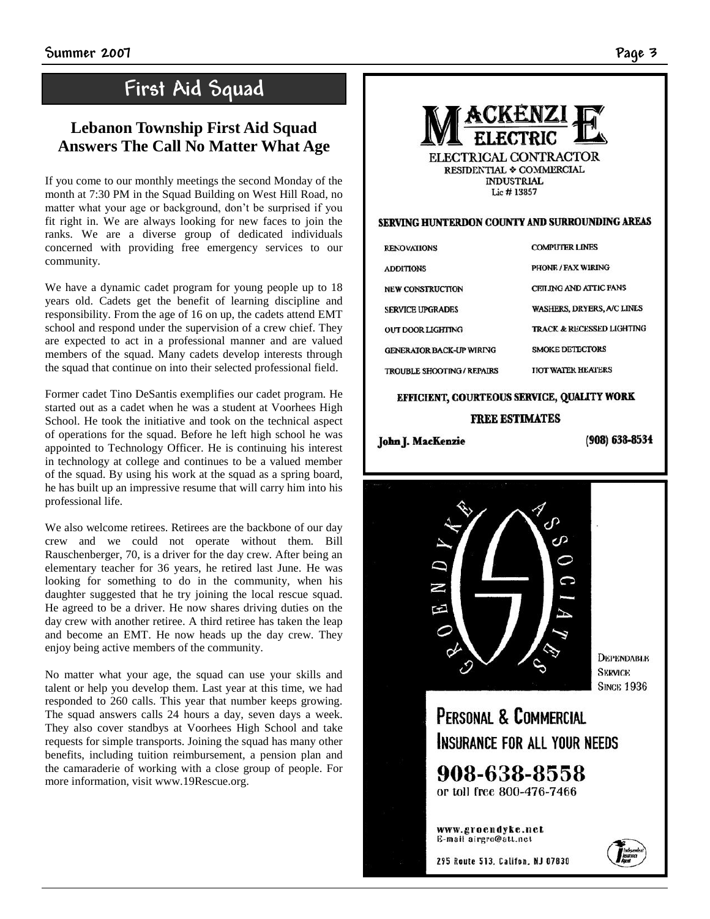## First Aid Squad

### Lebanon Township First Aid Squad Answers The Call No Matter What Age

If you come to our monthly meetings the second Monday of the month at 7:30 PM in the Squad Building on West Hill Road, no matter what your age or background, don't be surprised if you fit right in. We are always looking for new faces to join the ranks. We are a diverse group of dedicated individuals concerned with providing free emergency services to our community.

We have a dynamic cadet program for young people up to 18 years old. Cadets get the benefit of learning discipline and responsibility. From the age of 16 on up, the cadets attend EMT school and respond under the supervision of a crew chief. They are expected to act in a professional manner and are valued members of the squad. Many cadets develop interests through the squad that continue on into their selected professional field.

Former cadet Tino DeSantis exemplifies our cadet program. He started out as a cadet when he was a student at Voorhees High School. He took the initiative and took on the technical aspect of operations for the squad. Before he left high school he was appointed to Technology Officer. He is continuing his interest in technology at college and continues to be a valued member of the squad. By using his work at the squad as a spring board, he has built up an impressive resume that will carry him into his professional life.

We also welcome retirees. Retirees are the backbone of our day crew and we could not operate without them. Bill Rauschenberger, 70, is a driver for the day crew. After being an elementary teacher for 36 years, he retired last June. He was looking for something to do in the community, when his daughter suggested that he try joining the local rescue squad. He agreed to be a driver. He now shares driving duties on the day crew with another retiree. A third retiree has taken the leap and become an EMT. He now heads up the day crew. They enjoy being active members of the community.

No matter what your age, the squad can use your skills and talent or help you develop them. Last year at this time, we had responded to 260 calls. This year that number keeps growing. The squad answers calls 24 hours a day, seven days a week. They also cover standbys at Voorhees High School and take requests for simple transports. Joining the squad has many other benefits, including tuition reimbursement, a pension plan and the camaraderie of working with a close group of people. For more information, visit www.19Rescue.org.

---

**MACKENZIE ELECTRIC**

ELECTRICAL CONTRACTOR
RESIDENTIAL ❖ COMMERCIAL
INDUSTRIAL
Lic # 13857

**SERVING HUNTERDON COUNTY AND SURROUNDING AREAS**

| | |
|---|---|
| RENOVATIONS | COMPUTER LINES |
| ADDITIONS | PHONE / FAX WIRING |
| NEW CONSTRUCTION | CEILING AND ATTIC FANS |
| SERVICE UPGRADES | WASHERS, DRYERS, A/C LINES |
| OUT DOOR LIGHTING | TRACK & RECESSED LIGHTING |
| GENERATOR BACK-UP WIRING | SMOKE DETECTORS |
| TROUBLE SHOOTING / REPAIRS | HOT WATER HEATERS |

**EFFICIENT, COURTEOUS SERVICE, QUALITY WORK**

**FREE ESTIMATES**

**John J. MacKenzie** **(908) 638-8534**

---

**GROENDYKE ASSOCIATES**

DEPENDABLE SERVICE SINCE 1936

**PERSONAL & COMMERCIAL INSURANCE FOR ALL YOUR NEEDS**

**908-638-8558**
or toll free 800-476-7466

www.groendyke.net
E-mail airgro@att.net

295 Route 513, Califon, NJ 07830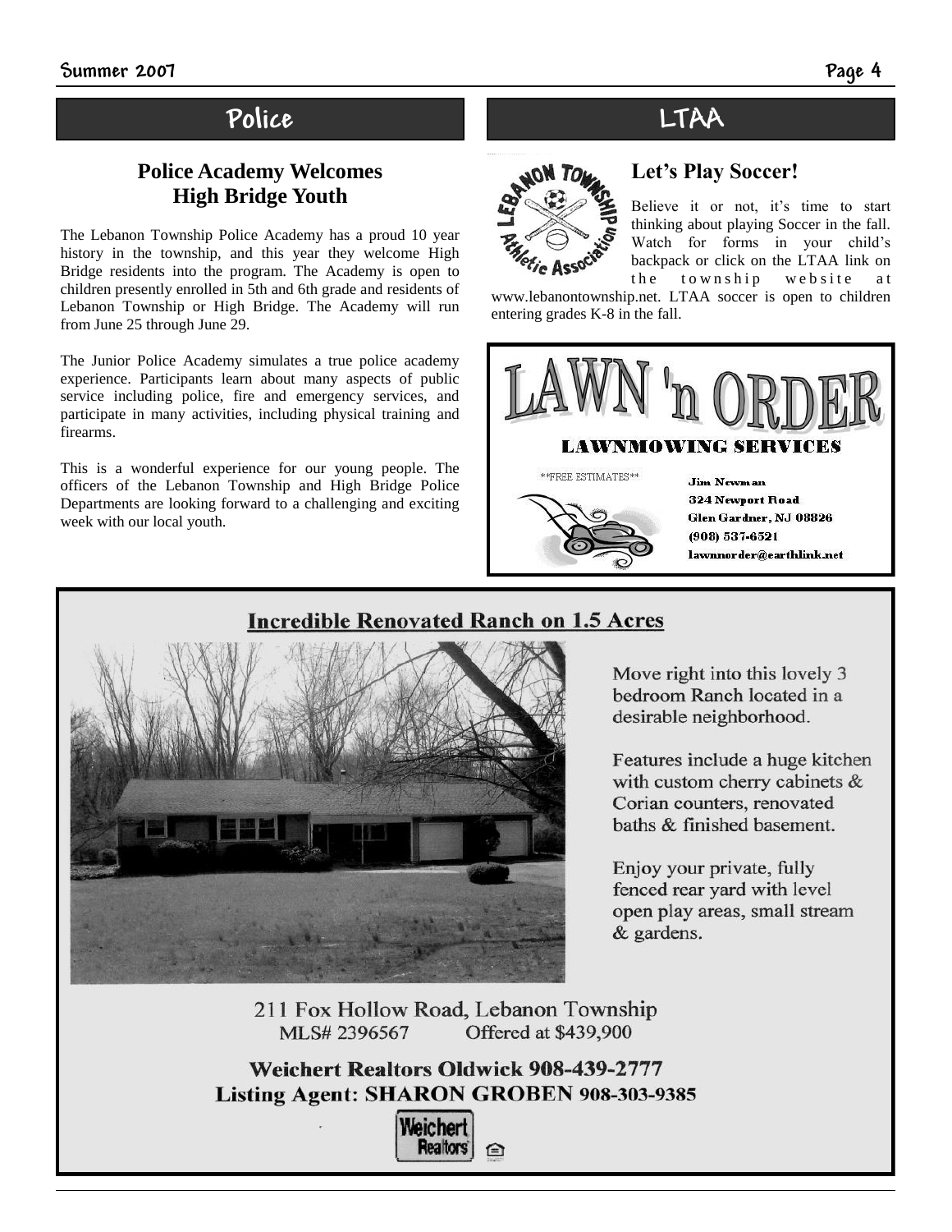## Police

### Police Academy Welcomes High Bridge Youth

The Lebanon Township Police Academy has a proud 10 year history in the township, and this year they welcome High Bridge residents into the program. The Academy is open to children presently enrolled in 5th and 6th grade and residents of Lebanon Township or High Bridge. The Academy will run from June 25 through June 29.

The Junior Police Academy simulates a true police academy experience. Participants learn about many aspects of public service including police, fire and emergency services, and participate in many activities, including physical training and firearms.

This is a wonderful experience for our young people. The officers of the Lebanon Township and High Bridge Police Departments are looking forward to a challenging and exciting week with our local youth.

## LTAA

### Let's Play Soccer!

Believe it or not, it's time to start thinking about playing Soccer in the fall. Watch for forms in your child's backpack or click on the LTAA link on the township website at www.lebanontownship.net. LTAA soccer is open to children entering grades K-8 in the fall.

**LAWN 'n ORDER**

**LAWNMOWING SERVICES**

**FREE ESTIMATES**

Jim Newman
324 Newport Road
Glen Gardner, NJ 08826
(908) 537-6521
lawnorder@earthlink.net

**Incredible Renovated Ranch on 1.5 Acres**

Move right into this lovely 3 bedroom Ranch located in a desirable neighborhood.

Features include a huge kitchen with custom cherry cabinets & Corian counters, renovated baths & finished basement.

Enjoy your private, fully fenced rear yard with level open play areas, small stream & gardens.

211 Fox Hollow Road, Lebanon Township
MLS# 2396567 Offered at $439,900

**Weichert Realtors Oldwick 908-439-2777**
**Listing Agent: SHARON GROBEN 908-303-9385**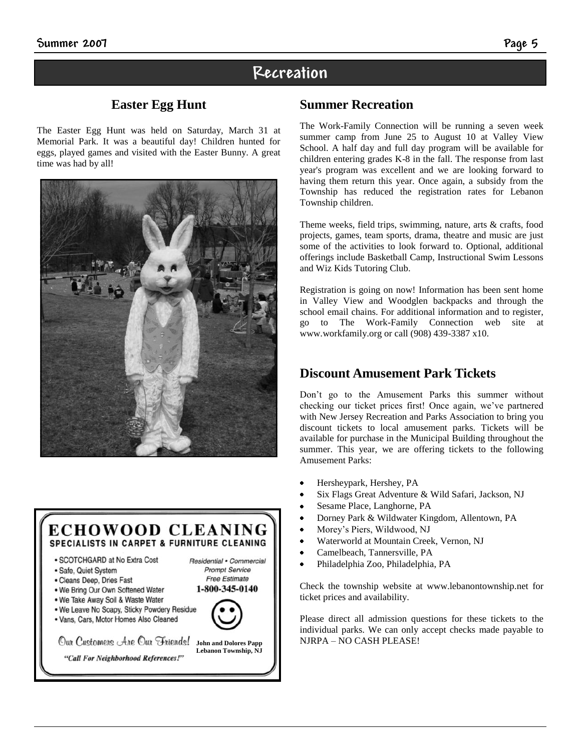# Recreation

## Easter Egg Hunt

The Easter Egg Hunt was held on Saturday, March 31 at Memorial Park. It was a beautiful day! Children hunted for eggs, played games and visited with the Easter Bunny. A great time was had by all!

**ECHOWOOD CLEANING**
**SPECIALISTS IN CARPET & FURNITURE CLEANING**

- SCOTCHGARD at No Extra Cost
- Safe, Quiet System
- Cleans Deep, Dries Fast
- We Bring Our Own Softened Water
- We Take Away Soil & Waste Water
- We Leave No Soapy, Sticky Powdery Residue
- Vans, Cars, Motor Homes Also Cleaned

*Residential • Commercial*
*Prompt Service*
*Free Estimate*
**1-800-345-0140**

*Our Customers Are Our Friends!*

**John and Dolores Papp**
**Lebanon Township, NJ**

*"Call For Neighborhood References!"*

## Summer Recreation

The Work-Family Connection will be running a seven week summer camp from June 25 to August 10 at Valley View School. A half day and full day program will be available for children entering grades K-8 in the fall. The response from last year's program was excellent and we are looking forward to having them return this year. Once again, a subsidy from the Township has reduced the registration rates for Lebanon Township children.

Theme weeks, field trips, swimming, nature, arts & crafts, food projects, games, team sports, drama, theatre and music are just some of the activities to look forward to. Optional, additional offerings include Basketball Camp, Instructional Swim Lessons and Wiz Kids Tutoring Club.

Registration is going on now! Information has been sent home in Valley View and Woodglen backpacks and through the school email chains. For additional information and to register, go to The Work-Family Connection web site at www.workfamily.org or call (908) 439-3387 x10.

## Discount Amusement Park Tickets

Don't go to the Amusement Parks this summer without checking our ticket prices first! Once again, we've partnered with New Jersey Recreation and Parks Association to bring you discount tickets to local amusement parks. Tickets will be available for purchase in the Municipal Building throughout the summer. This year, we are offering tickets to the following Amusement Parks:

- Hersheypark, Hershey, PA
- Six Flags Great Adventure & Wild Safari, Jackson, NJ
- Sesame Place, Langhorne, PA
- Dorney Park & Wildwater Kingdom, Allentown, PA
- Morey's Piers, Wildwood, NJ
- Waterworld at Mountain Creek, Vernon, NJ
- Camelbeach, Tannersville, PA
- Philadelphia Zoo, Philadelphia, PA

Check the township website at www.lebanontownship.net for ticket prices and availability.

Please direct all admission questions for these tickets to the individual parks. We can only accept checks made payable to NJRPA – NO CASH PLEASE!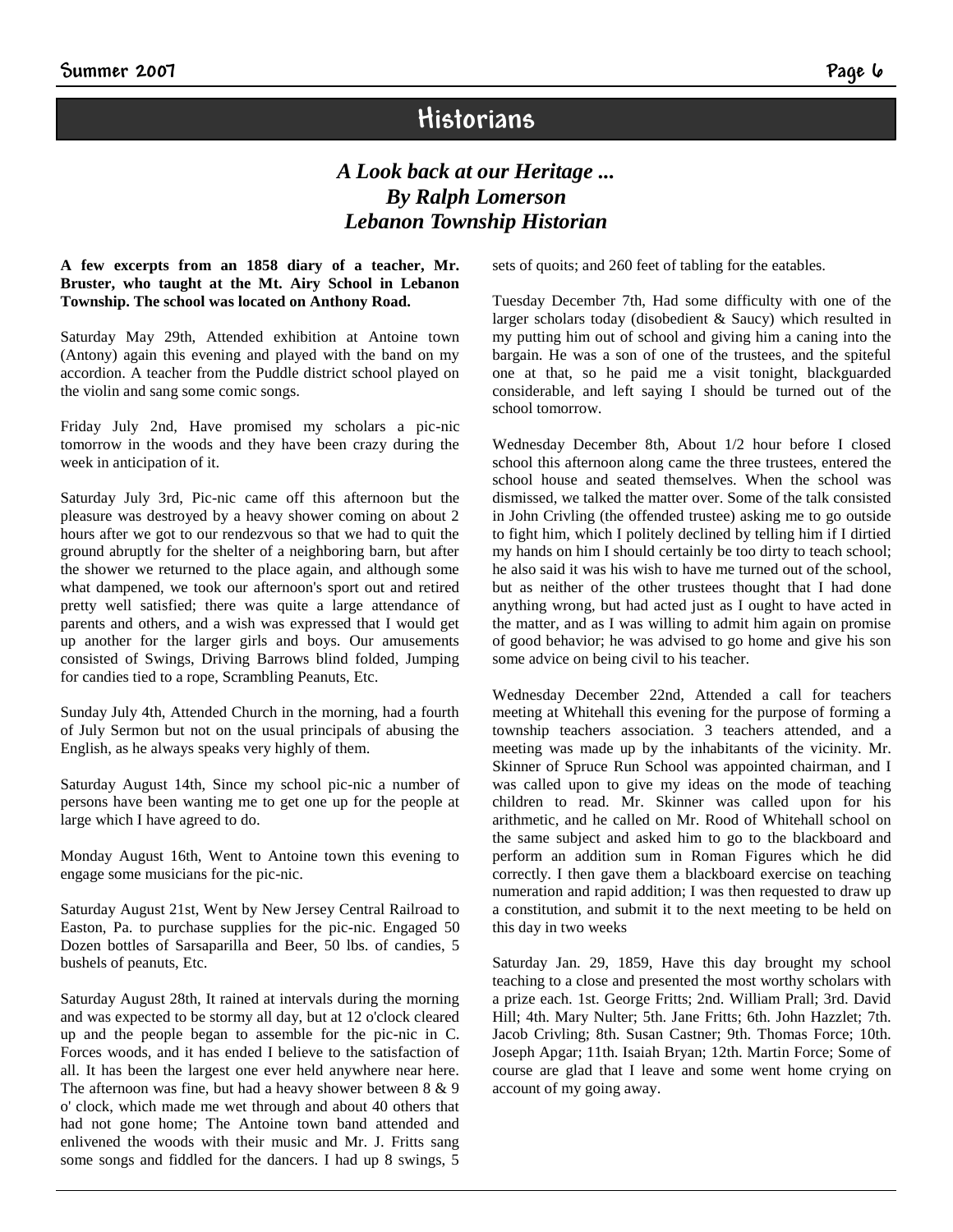# Historians

### *A Look back at our Heritage ...*
### *By Ralph Lomerson*
### *Lebanon Township Historian*

**A few excerpts from an 1858 diary of a teacher, Mr. Bruster, who taught at the Mt. Airy School in Lebanon Township. The school was located on Anthony Road.**

Saturday May 29th, Attended exhibition at Antoine town (Antony) again this evening and played with the band on my accordion. A teacher from the Puddle district school played on the violin and sang some comic songs.

Friday July 2nd, Have promised my scholars a pic-nic tomorrow in the woods and they have been crazy during the week in anticipation of it.

Saturday July 3rd, Pic-nic came off this afternoon but the pleasure was destroyed by a heavy shower coming on about 2 hours after we got to our rendezvous so that we had to quit the ground abruptly for the shelter of a neighboring barn, but after the shower we returned to the place again, and although some what dampened, we took our afternoon's sport out and retired pretty well satisfied; there was quite a large attendance of parents and others, and a wish was expressed that I would get up another for the larger girls and boys. Our amusements consisted of Swings, Driving Barrows blind folded, Jumping for candies tied to a rope, Scrambling Peanuts, Etc.

Sunday July 4th, Attended Church in the morning, had a fourth of July Sermon but not on the usual principals of abusing the English, as he always speaks very highly of them.

Saturday August 14th, Since my school pic-nic a number of persons have been wanting me to get one up for the people at large which I have agreed to do.

Monday August 16th, Went to Antoine town this evening to engage some musicians for the pic-nic.

Saturday August 21st, Went by New Jersey Central Railroad to Easton, Pa. to purchase supplies for the pic-nic. Engaged 50 Dozen bottles of Sarsaparilla and Beer, 50 lbs. of candies, 5 bushels of peanuts, Etc.

Saturday August 28th, It rained at intervals during the morning and was expected to be stormy all day, but at 12 o'clock cleared up and the people began to assemble for the pic-nic in C. Forces woods, and it has ended I believe to the satisfaction of all. It has been the largest one ever held anywhere near here. The afternoon was fine, but had a heavy shower between 8 & 9 o' clock, which made me wet through and about 40 others that had not gone home; The Antoine town band attended and enlivened the woods with their music and Mr. J. Fritts sang some songs and fiddled for the dancers. I had up 8 swings, 5 sets of quoits; and 260 feet of tabling for the eatables.

Tuesday December 7th, Had some difficulty with one of the larger scholars today (disobedient & Saucy) which resulted in my putting him out of school and giving him a caning into the bargain. He was a son of one of the trustees, and the spiteful one at that, so he paid me a visit tonight, blackguarded considerable, and left saying I should be turned out of the school tomorrow.

Wednesday December 8th, About 1/2 hour before I closed school this afternoon along came the three trustees, entered the school house and seated themselves. When the school was dismissed, we talked the matter over. Some of the talk consisted in John Crivling (the offended trustee) asking me to go outside to fight him, which I politely declined by telling him if I dirtied my hands on him I should certainly be too dirty to teach school; he also said it was his wish to have me turned out of the school, but as neither of the other trustees thought that I had done anything wrong, but had acted just as I ought to have acted in the matter, and as I was willing to admit him again on promise of good behavior; he was advised to go home and give his son some advice on being civil to his teacher.

Wednesday December 22nd, Attended a call for teachers meeting at Whitehall this evening for the purpose of forming a township teachers association. 3 teachers attended, and a meeting was made up by the inhabitants of the vicinity. Mr. Skinner of Spruce Run School was appointed chairman, and I was called upon to give my ideas on the mode of teaching children to read. Mr. Skinner was called upon for his arithmetic, and he called on Mr. Rood of Whitehall school on the same subject and asked him to go to the blackboard and perform an addition sum in Roman Figures which he did correctly. I then gave them a blackboard exercise on teaching numeration and rapid addition; I was then requested to draw up a constitution, and submit it to the next meeting to be held on this day in two weeks

Saturday Jan. 29, 1859, Have this day brought my school teaching to a close and presented the most worthy scholars with a prize each. 1st. George Fritts; 2nd. William Prall; 3rd. David Hill; 4th. Mary Nulter; 5th. Jane Fritts; 6th. John Hazzlet; 7th. Jacob Crivling; 8th. Susan Castner; 9th. Thomas Force; 10th. Joseph Apgar; 11th. Isaiah Bryan; 12th. Martin Force; Some of course are glad that I leave and some went home crying on account of my going away.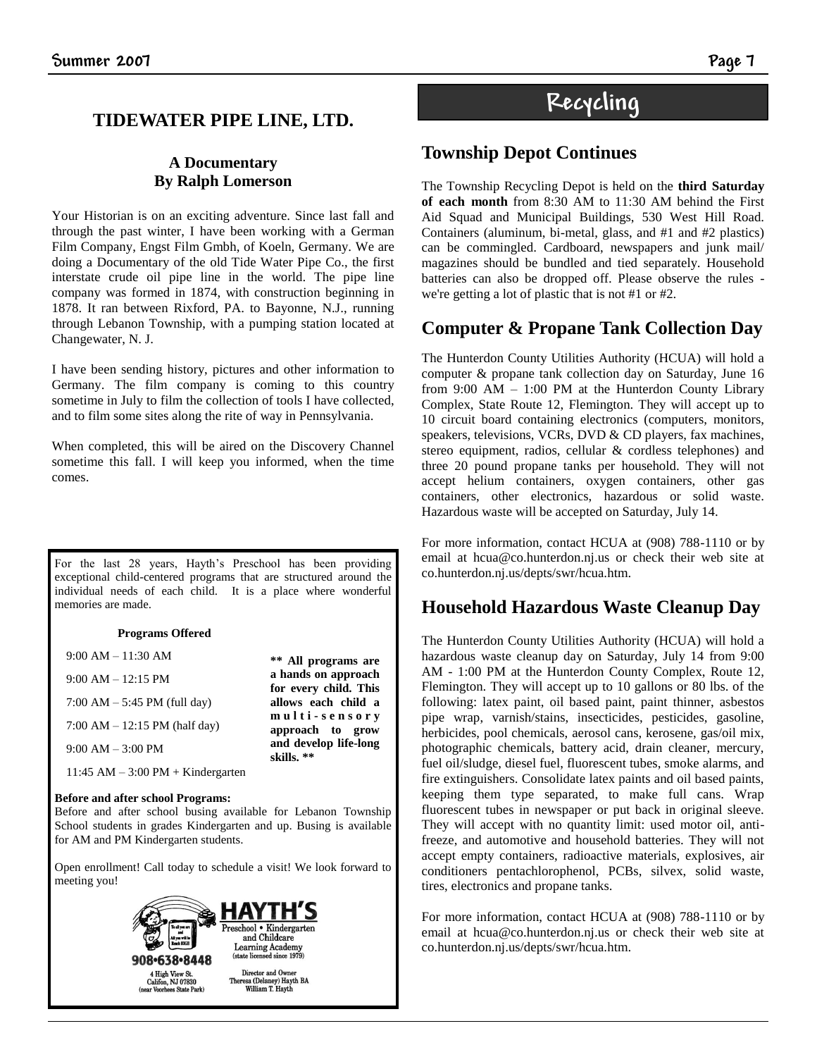## TIDEWATER PIPE LINE, LTD.

**A Documentary**
**By Ralph Lomerson**

Your Historian is on an exciting adventure. Since last fall and through the past winter, I have been working with a German Film Company, Engst Film Gmbh, of Koeln, Germany. We are doing a Documentary of the old Tide Water Pipe Co., the first interstate crude oil pipe line in the world. The pipe line company was formed in 1874, with construction beginning in 1878. It ran between Rixford, PA. to Bayonne, N.J., running through Lebanon Township, with a pumping station located at Changewater, N. J.

I have been sending history, pictures and other information to Germany. The film company is coming to this country sometime in July to film the collection of tools I have collected, and to film some sites along the rite of way in Pennsylvania.

When completed, this will be aired on the Discovery Channel sometime this fall. I will keep you informed, when the time comes.

---

For the last 28 years, Hayth's Preschool has been providing exceptional child-centered programs that are structured around the individual needs of each child. It is a place where wonderful memories are made.

**Programs Offered**

- 9:00 AM – 11:30 AM
- 9:00 AM – 12:15 PM
- 7:00 AM – 5:45 PM (full day)
- 7:00 AM – 12:15 PM (half day)
- 9:00 AM – 3:00 PM
- 11:45 AM – 3:00 PM + Kindergarten

**** All programs are a hands on approach for every child. This allows each child a multi-sensory approach to grow and develop life-long skills. ****

**Before and after school Programs:**
Before and after school busing available for Lebanon Township School students in grades Kindergarten and up. Busing is available for AM and PM Kindergarten students.

Open enrollment! Call today to schedule a visit! We look forward to meeting you!

**HAYTH'S**
Preschool • Kindergarten and Childcare Learning Academy
(state licensed since 1979)

908•638•8448
4 High View St.
Califon, NJ 07830
(near Voorhees State Park)

Director and Owner
Theresa (Delaney) Hayth BA
William T. Hayth

---

# Recycling

## Township Depot Continues

The Township Recycling Depot is held on the **third Saturday of each month** from 8:30 AM to 11:30 AM behind the First Aid Squad and Municipal Buildings, 530 West Hill Road. Containers (aluminum, bi-metal, glass, and #1 and #2 plastics) can be commingled. Cardboard, newspapers and junk mail/ magazines should be bundled and tied separately. Household batteries can also be dropped off. Please observe the rules - we're getting a lot of plastic that is not #1 or #2.

## Computer & Propane Tank Collection Day

The Hunterdon County Utilities Authority (HCUA) will hold a computer & propane tank collection day on Saturday, June 16 from 9:00 AM – 1:00 PM at the Hunterdon County Library Complex, State Route 12, Flemington. They will accept up to 10 circuit board containing electronics (computers, monitors, speakers, televisions, VCRs, DVD & CD players, fax machines, stereo equipment, radios, cellular & cordless telephones) and three 20 pound propane tanks per household. They will not accept helium containers, oxygen containers, other gas containers, other electronics, hazardous or solid waste. Hazardous waste will be accepted on Saturday, July 14.

For more information, contact HCUA at (908) 788-1110 or by email at hcua@co.hunterdon.nj.us or check their web site at co.hunterdon.nj.us/depts/swr/hcua.htm.

## Household Hazardous Waste Cleanup Day

The Hunterdon County Utilities Authority (HCUA) will hold a hazardous waste cleanup day on Saturday, July 14 from 9:00 AM - 1:00 PM at the Hunterdon County Complex, Route 12, Flemington. They will accept up to 10 gallons or 80 lbs. of the following: latex paint, oil based paint, paint thinner, asbestos pipe wrap, varnish/stains, insecticides, pesticides, gasoline, herbicides, pool chemicals, aerosol cans, kerosene, gas/oil mix, photographic chemicals, battery acid, drain cleaner, mercury, fuel oil/sludge, diesel fuel, fluorescent tubes, smoke alarms, and fire extinguishers. Consolidate latex paints and oil based paints, keeping them type separated, to make full cans. Wrap fluorescent tubes in newspaper or put back in original sleeve. They will accept with no quantity limit: used motor oil, anti-freeze, and automotive and household batteries. They will not accept empty containers, radioactive materials, explosives, air conditioners pentachlorophenol, PCBs, silvex, solid waste, tires, electronics and propane tanks.

For more information, contact HCUA at (908) 788-1110 or by email at hcua@co.hunterdon.nj.us or check their web site at co.hunterdon.nj.us/depts/swr/hcua.htm.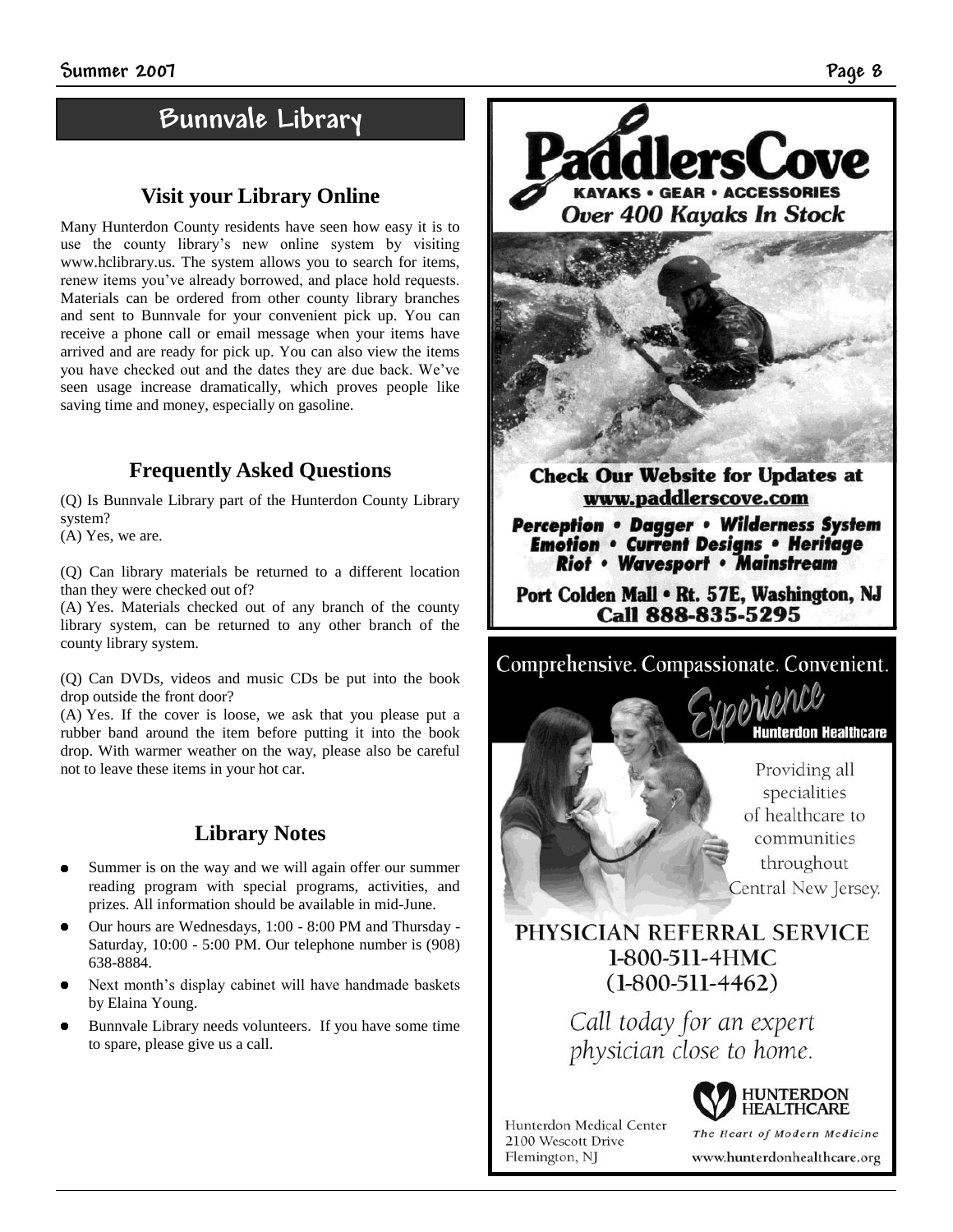## Bunnvale Library

### Visit your Library Online

Many Hunterdon County residents have seen how easy it is to use the county library's new online system by visiting www.hclibrary.us. The system allows you to search for items, renew items you've already borrowed, and place hold requests. Materials can be ordered from other county library branches and sent to Bunnvale for your convenient pick up. You can receive a phone call or email message when your items have arrived and are ready for pick up. You can also view the items you have checked out and the dates they are due back. We've seen usage increase dramatically, which proves people like saving time and money, especially on gasoline.

### Frequently Asked Questions

(Q) Is Bunnvale Library part of the Hunterdon County Library system?
(A) Yes, we are.

(Q) Can library materials be returned to a different location than they were checked out of?
(A) Yes. Materials checked out of any branch of the county library system, can be returned to any other branch of the county library system.

(Q) Can DVDs, videos and music CDs be put into the book drop outside the front door?
(A) Yes. If the cover is loose, we ask that you please put a rubber band around the item before putting it into the book drop. With warmer weather on the way, please also be careful not to leave these items in your hot car.

### Library Notes

- Summer is on the way and we will again offer our summer reading program with special programs, activities, and prizes. All information should be available in mid-June.
- Our hours are Wednesdays, 1:00 - 8:00 PM and Thursday - Saturday, 10:00 - 5:00 PM. Our telephone number is (908) 638-8884.
- Next month's display cabinet will have handmade baskets by Elaina Young.
- Bunnvale Library needs volunteers. If you have some time to spare, please give us a call.

**PaddlersCove**
**KAYAKS • GEAR • ACCESSORIES**
***Over 400 Kayaks In Stock***

**Check Our Website for Updates at www.paddlerscove.com**

***Perception • Dagger • Wilderness System • Emotion • Current Designs • Heritage • Riot • Wavesport • Mainstream***

**Port Colden Mall • Rt. 57E, Washington, NJ**
**Call 888-835-5295**

Comprehensive. Compassionate. Convenient.

*Experience* **Hunterdon Healthcare**

Providing all specialities of healthcare to communities throughout Central New Jersey.

**PHYSICIAN REFERRAL SERVICE**
**1-800-511-4HMC**
**(1-800-511-4462)**

*Call today for an expert physician close to home.*

Hunterdon Medical Center
2100 Wescott Drive
Flemington, NJ

**HUNTERDON HEALTHCARE**
*The Heart of Modern Medicine*
www.hunterdonhealthcare.org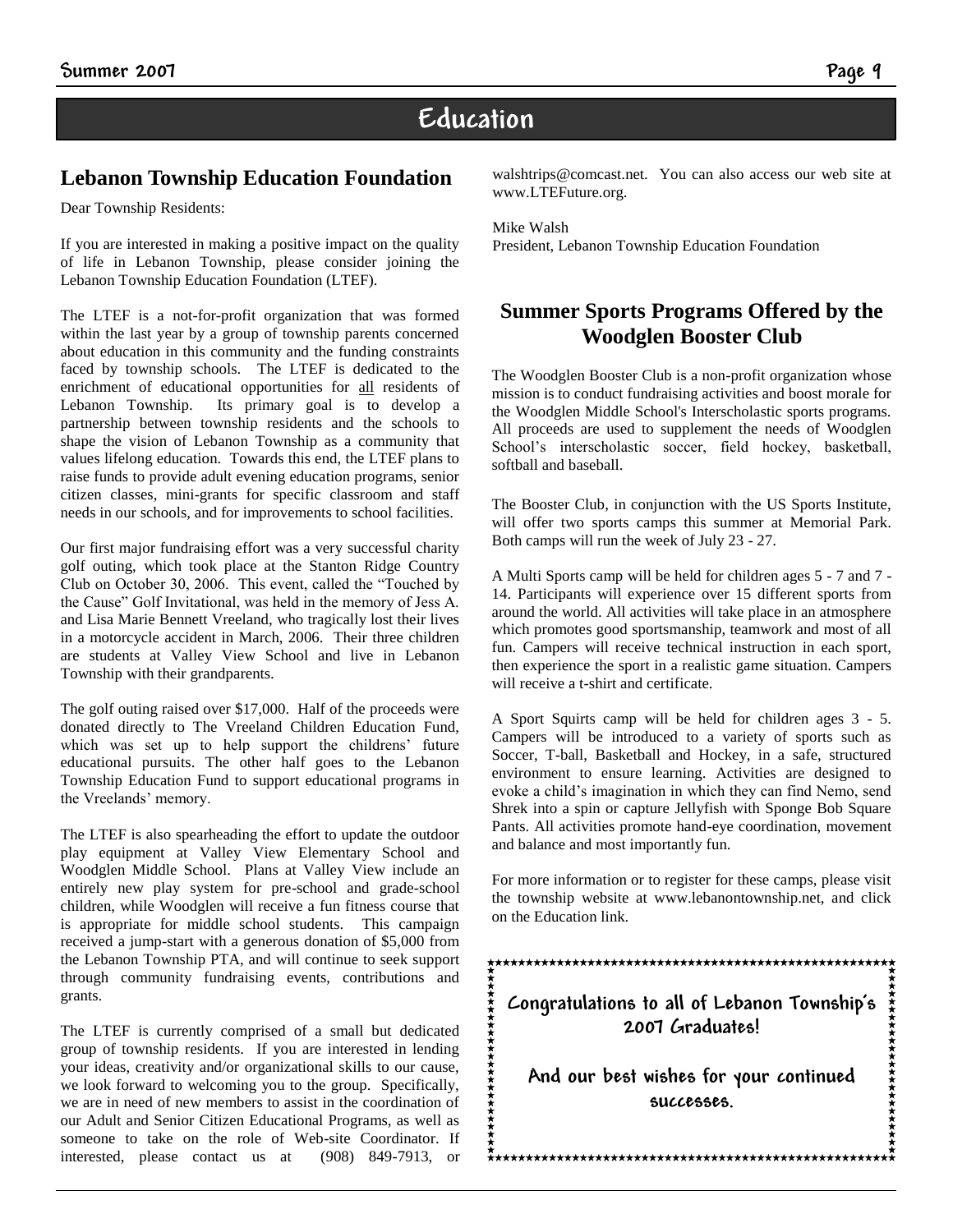# Education

## Lebanon Township Education Foundation

Dear Township Residents:

If you are interested in making a positive impact on the quality of life in Lebanon Township, please consider joining the Lebanon Township Education Foundation (LTEF).

The LTEF is a not-for-profit organization that was formed within the last year by a group of township parents concerned about education in this community and the funding constraints faced by township schools. The LTEF is dedicated to the enrichment of educational opportunities for <u>all</u> residents of Lebanon Township. Its primary goal is to develop a partnership between township residents and the schools to shape the vision of Lebanon Township as a community that values lifelong education. Towards this end, the LTEF plans to raise funds to provide adult evening education programs, senior citizen classes, mini-grants for specific classroom and staff needs in our schools, and for improvements to school facilities.

Our first major fundraising effort was a very successful charity golf outing, which took place at the Stanton Ridge Country Club on October 30, 2006. This event, called the "Touched by the Cause" Golf Invitational, was held in the memory of Jess A. and Lisa Marie Bennett Vreeland, who tragically lost their lives in a motorcycle accident in March, 2006. Their three children are students at Valley View School and live in Lebanon Township with their grandparents.

The golf outing raised over $17,000. Half of the proceeds were donated directly to The Vreeland Children Education Fund, which was set up to help support the childrens' future educational pursuits. The other half goes to the Lebanon Township Education Fund to support educational programs in the Vreelands' memory.

The LTEF is also spearheading the effort to update the outdoor play equipment at Valley View Elementary School and Woodglen Middle School. Plans at Valley View include an entirely new play system for pre-school and grade-school children, while Woodglen will receive a fun fitness course that is appropriate for middle school students. This campaign received a jump-start with a generous donation of $5,000 from the Lebanon Township PTA, and will continue to seek support through community fundraising events, contributions and grants.

The LTEF is currently comprised of a small but dedicated group of township residents. If you are interested in lending your ideas, creativity and/or organizational skills to our cause, we look forward to welcoming you to the group. Specifically, we are in need of new members to assist in the coordination of our Adult and Senior Citizen Educational Programs, as well as someone to take on the role of Web-site Coordinator. If interested, please contact us at (908) 849-7913, or walshtrips@comcast.net. You can also access our web site at www.LTEFuture.org.

Mike Walsh
President, Lebanon Township Education Foundation

## Summer Sports Programs Offered by the Woodglen Booster Club

The Woodglen Booster Club is a non-profit organization whose mission is to conduct fundraising activities and boost morale for the Woodglen Middle School's Interscholastic sports programs. All proceeds are used to supplement the needs of Woodglen School's interscholastic soccer, field hockey, basketball, softball and baseball.

The Booster Club, in conjunction with the US Sports Institute, will offer two sports camps this summer at Memorial Park. Both camps will run the week of July 23 - 27.

A Multi Sports camp will be held for children ages 5 - 7 and 7 - 14. Participants will experience over 15 different sports from around the world. All activities will take place in an atmosphere which promotes good sportsmanship, teamwork and most of all fun. Campers will receive technical instruction in each sport, then experience the sport in a realistic game situation. Campers will receive a t-shirt and certificate.

A Sport Squirts camp will be held for children ages 3 - 5. Campers will be introduced to a variety of sports such as Soccer, T-ball, Basketball and Hockey, in a safe, structured environment to ensure learning. Activities are designed to evoke a child's imagination in which they can find Nemo, send Shrek into a spin or capture Jellyfish with Sponge Bob Square Pants. All activities promote hand-eye coordination, movement and balance and most importantly fun.

For more information or to register for these camps, please visit the township website at www.lebanontownship.net, and click on the Education link.

**Congratulations to all of Lebanon Township's 2007 Graduates!**

**And our best wishes for your continued successes.**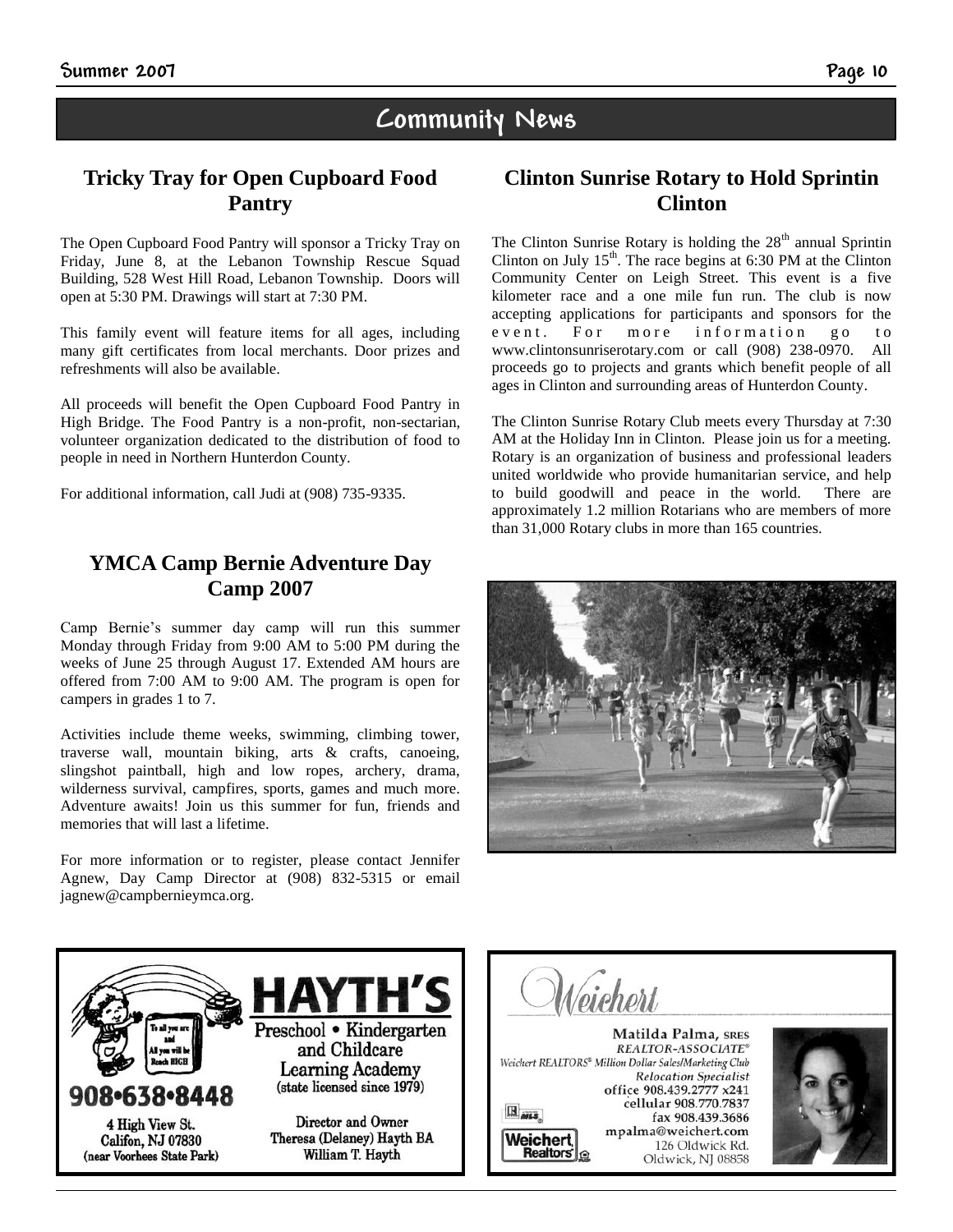## Community News

### Tricky Tray for Open Cupboard Food Pantry

The Open Cupboard Food Pantry will sponsor a Tricky Tray on Friday, June 8, at the Lebanon Township Rescue Squad Building, 528 West Hill Road, Lebanon Township. Doors will open at 5:30 PM. Drawings will start at 7:30 PM.

This family event will feature items for all ages, including many gift certificates from local merchants. Door prizes and refreshments will also be available.

All proceeds will benefit the Open Cupboard Food Pantry in High Bridge. The Food Pantry is a non-profit, non-sectarian, volunteer organization dedicated to the distribution of food to people in need in Northern Hunterdon County.

For additional information, call Judi at (908) 735-9335.

### YMCA Camp Bernie Adventure Day Camp 2007

Camp Bernie's summer day camp will run this summer Monday through Friday from 9:00 AM to 5:00 PM during the weeks of June 25 through August 17. Extended AM hours are offered from 7:00 AM to 9:00 AM. The program is open for campers in grades 1 to 7.

Activities include theme weeks, swimming, climbing tower, traverse wall, mountain biking, arts & crafts, canoeing, slingshot paintball, high and low ropes, archery, drama, wilderness survival, campfires, sports, games and much more. Adventure awaits! Join us this summer for fun, friends and memories that will last a lifetime.

For more information or to register, please contact Jennifer Agnew, Day Camp Director at (908) 832-5315 or email jagnew@campbernieymca.org.

### Clinton Sunrise Rotary to Hold Sprintin Clinton

The Clinton Sunrise Rotary is holding the 28th annual Sprintin Clinton on July 15th. The race begins at 6:30 PM at the Clinton Community Center on Leigh Street. This event is a five kilometer race and a one mile fun run. The club is now accepting applications for participants and sponsors for the event. For more information go to www.clintonsunriserotary.com or call (908) 238-0970. All proceeds go to projects and grants which benefit people of all ages in Clinton and surrounding areas of Hunterdon County.

The Clinton Sunrise Rotary Club meets every Thursday at 7:30 AM at the Holiday Inn in Clinton. Please join us for a meeting. Rotary is an organization of business and professional leaders united worldwide who provide humanitarian service, and help to build goodwill and peace in the world. There are approximately 1.2 million Rotarians who are members of more than 31,000 Rotary clubs in more than 165 countries.

---

To all you are and All you will be Reach HIGH

**HAYTH'S**

Preschool • Kindergarten and Childcare Learning Academy (state licensed since 1979)

908•638•8448

4 High View St.
Califon, NJ 07830
(near Voorhees State Park)

Director and Owner
Theresa (Delaney) Hayth BA
William T. Hayth

---

Weichert

Matilda Palma, SRES
*REALTOR-ASSOCIATE®*
*Weichert REALTORS® Million Dollar Sales/Marketing Club*
*Relocation Specialist*
office 908.439.2777 x241
cellular 908.770.7837
fax 908.439.3686
mpalma@weichert.com
126 Oldwick Rd.
Oldwick, NJ 08858

Weichert Realtors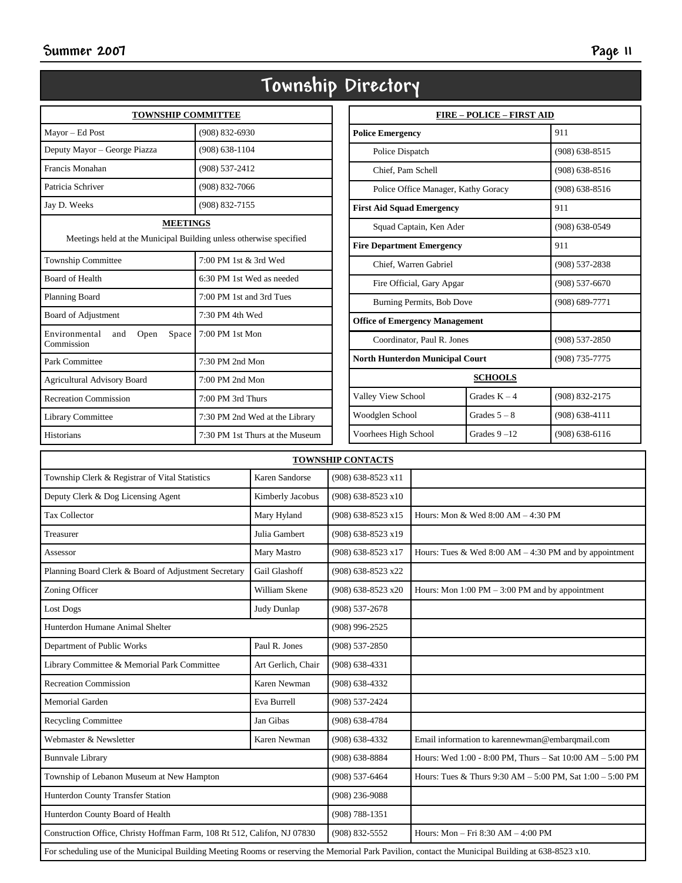# Township Directory

| TOWNSHIP COMMITTEE | |
|---|---|
| Mayor – Ed Post | (908) 832-6930 |
| Deputy Mayor – George Piazza | (908) 638-1104 |
| Francis Monahan | (908) 537-2412 |
| Patricia Schriver | (908) 832-7066 |
| Jay D. Weeks | (908) 832-7155 |

**MEETINGS**

Meetings held at the Municipal Building unless otherwise specified

| Meeting | Time |
|---|---|
| Township Committee | 7:00 PM 1st & 3rd Wed |
| Board of Health | 6:30 PM 1st Wed as needed |
| Planning Board | 7:00 PM 1st and 3rd Tues |
| Board of Adjustment | 7:30 PM 4th Wed |
| Environmental and Open Space Commission | 7:00 PM 1st Mon |
| Park Committee | 7:30 PM 2nd Mon |
| Agricultural Advisory Board | 7:00 PM 2nd Mon |
| Recreation Commission | 7:00 PM 3rd Thurs |
| Library Committee | 7:30 PM 2nd Wed at the Library |
| Historians | 7:30 PM 1st Thurs at the Museum |

| FIRE – POLICE – FIRST AID | |
|---|---|
| **Police Emergency** | 911 |
| Police Dispatch | (908) 638-8515 |
| Chief, Pam Schell | (908) 638-8516 |
| Police Office Manager, Kathy Goracy | (908) 638-8516 |
| **First Aid Squad Emergency** | 911 |
| Squad Captain, Ken Ader | (908) 638-0549 |
| **Fire Department Emergency** | 911 |
| Chief, Warren Gabriel | (908) 537-2838 |
| Fire Official, Gary Apgar | (908) 537-6670 |
| Burning Permits, Bob Dove | (908) 689-7771 |
| **Office of Emergency Management** | |
| Coordinator, Paul R. Jones | (908) 537-2850 |
| **North Hunterdon Municipal Court** | (908) 735-7775 |

| SCHOOLS | | |
|---|---|---|
| Valley View School | Grades K – 4 | (908) 832-2175 |
| Woodglen School | Grades 5 – 8 | (908) 638-4111 |
| Voorhees High School | Grades 9 –12 | (908) 638-6116 |

| TOWNSHIP CONTACTS | | | |
|---|---|---|---|
| Township Clerk & Registrar of Vital Statistics | Karen Sandorse | (908) 638-8523 x11 | |
| Deputy Clerk & Dog Licensing Agent | Kimberly Jacobus | (908) 638-8523 x10 | |
| Tax Collector | Mary Hyland | (908) 638-8523 x15 | Hours: Mon & Wed 8:00 AM – 4:30 PM |
| Treasurer | Julia Gambert | (908) 638-8523 x19 | |
| Assessor | Mary Mastro | (908) 638-8523 x17 | Hours: Tues & Wed 8:00 AM – 4:30 PM and by appointment |
| Planning Board Clerk & Board of Adjustment Secretary | Gail Glashoff | (908) 638-8523 x22 | |
| Zoning Officer | William Skene | (908) 638-8523 x20 | Hours: Mon 1:00 PM – 3:00 PM and by appointment |
| Lost Dogs | Judy Dunlap | (908) 537-2678 | |
| Hunterdon Humane Animal Shelter | | (908) 996-2525 | |
| Department of Public Works | Paul R. Jones | (908) 537-2850 | |
| Library Committee & Memorial Park Committee | Art Gerlich, Chair | (908) 638-4331 | |
| Recreation Commission | Karen Newman | (908) 638-4332 | |
| Memorial Garden | Eva Burrell | (908) 537-2424 | |
| Recycling Committee | Jan Gibas | (908) 638-4784 | |
| Webmaster & Newsletter | Karen Newman | (908) 638-4332 | Email information to karennewman@embarqmail.com |
| Bunnvale Library | | (908) 638-8884 | Hours: Wed 1:00 - 8:00 PM, Thurs – Sat 10:00 AM – 5:00 PM |
| Township of Lebanon Museum at New Hampton | | (908) 537-6464 | Hours: Tues & Thurs 9:30 AM – 5:00 PM, Sat 1:00 – 5:00 PM |
| Hunterdon County Transfer Station | | (908) 236-9088 | |
| Hunterdon County Board of Health | | (908) 788-1351 | |
| Construction Office, Christy Hoffman Farm, 108 Rt 512, Califon, NJ 07830 | | (908) 832-5552 | Hours: Mon – Fri 8:30 AM – 4:00 PM |

For scheduling use of the Municipal Building Meeting Rooms or reserving the Memorial Park Pavilion, contact the Municipal Building at 638-8523 x10.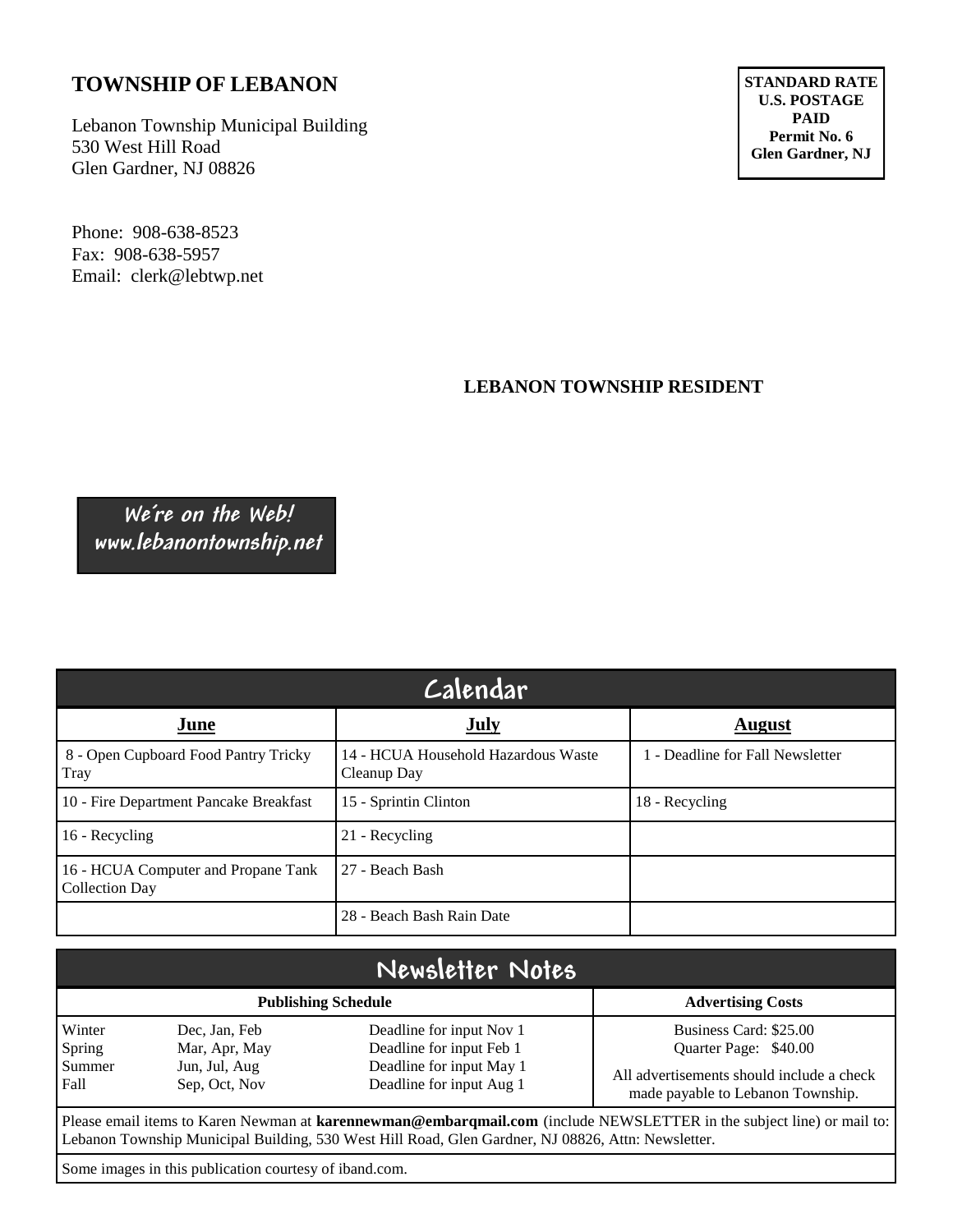**TOWNSHIP OF LEBANON**

Lebanon Township Municipal Building
530 West Hill Road
Glen Gardner, NJ 08826

Phone: 908-638-8523
Fax: 908-638-5957
Email: clerk@lebtwp.net

**STANDARD RATE**
**U.S. POSTAGE**
**PAID**
**Permit No. 6**
**Glen Gardner, NJ**

**LEBANON TOWNSHIP RESIDENT**

**We're on the Web!**
**www.lebanontownship.net**

## Calendar

| June | July | August |
|---|---|---|
| 8 - Open Cupboard Food Pantry Tricky Tray | 14 - HCUA Household Hazardous Waste Cleanup Day | 1 - Deadline for Fall Newsletter |
| 10 - Fire Department Pancake Breakfast | 15 - Sprintin Clinton | 18 - Recycling |
| 16 - Recycling | 21 - Recycling | |
| 16 - HCUA Computer and Propane Tank Collection Day | 27 - Beach Bash | |
| | 28 - Beach Bash Rain Date | |

## Newsletter Notes

| Publishing Schedule | | | Advertising Costs |
|---|---|---|---|
| Winter | Dec, Jan, Feb | Deadline for input Nov 1 | Business Card: $25.00 |
| Spring | Mar, Apr, May | Deadline for input Feb 1 | Quarter Page: $40.00 |
| Summer | Jun, Jul, Aug | Deadline for input May 1 | All advertisements should include a check made payable to Lebanon Township. |
| Fall | Sep, Oct, Nov | Deadline for input Aug 1 | |

Please email items to Karen Newman at **karennewman@embarqmail.com** (include NEWSLETTER in the subject line) or mail to: Lebanon Township Municipal Building, 530 West Hill Road, Glen Gardner, NJ 08826, Attn: Newsletter.

Some images in this publication courtesy of iband.com.